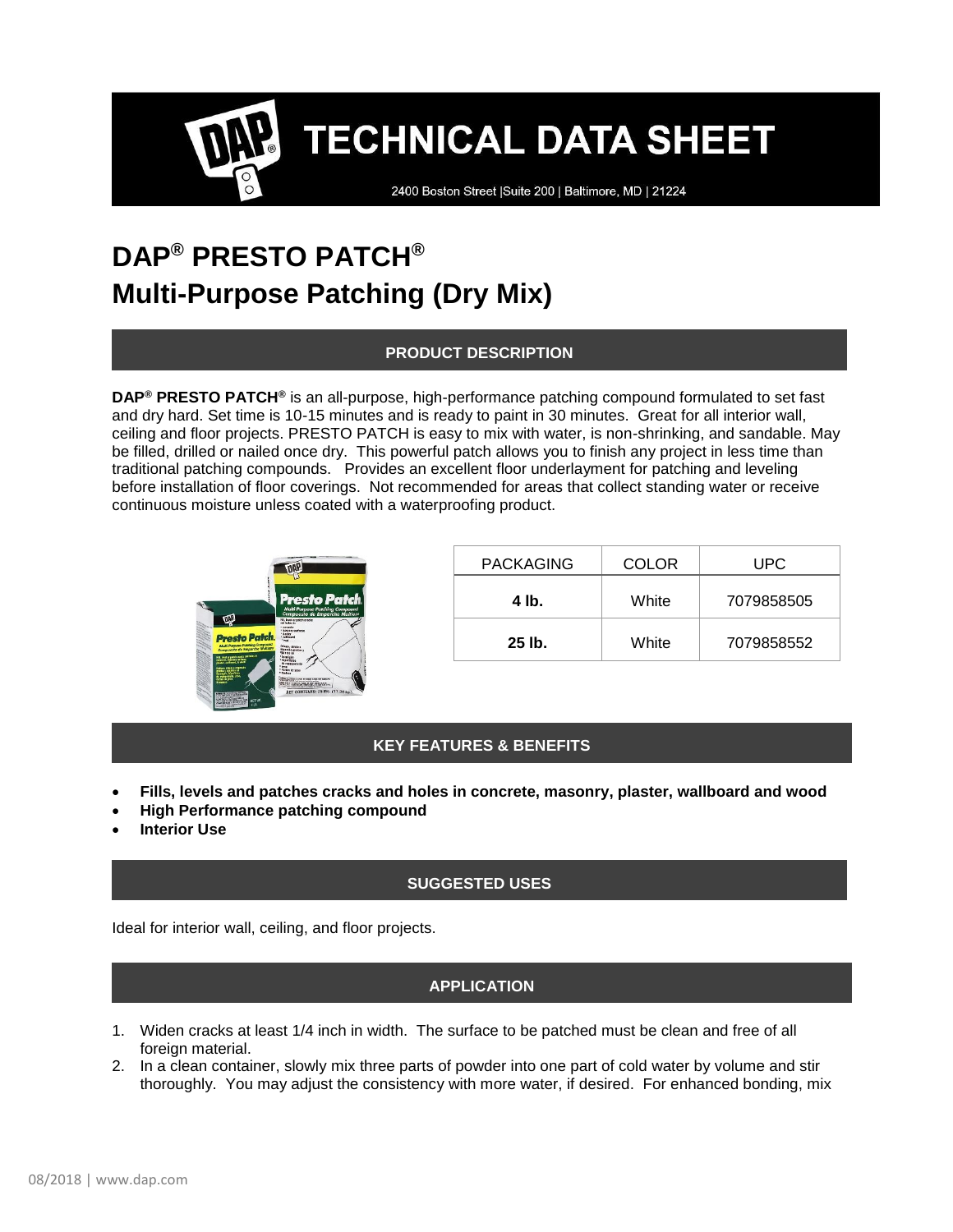# TECHNICAL DATA SHEET

2400 Boston Street |Suite 200 | Baltimore, MD | 21224

# DAP® PRESTO PATCH®
# Multi-Purpose Patching (Dry Mix)

## PRODUCT DESCRIPTION

**DAP® PRESTO PATCH®** is an all-purpose, high-performance patching compound formulated to set fast and dry hard. Set time is 10-15 minutes and is ready to paint in 30 minutes. Great for all interior wall, ceiling and floor projects. PRESTO PATCH is easy to mix with water, is non-shrinking, and sandable. May be filled, drilled or nailed once dry. This powerful patch allows you to finish any project in less time than traditional patching compounds. Provides an excellent floor underlayment for patching and leveling before installation of floor coverings. Not recommended for areas that collect standing water or receive continuous moisture unless coated with a waterproofing product.

| PACKAGING | COLOR | UPC |
|---|---|---|
| **4 lb.** | White | 7079858505 |
| **25 lb.** | White | 7079858552 |

## KEY FEATURES & BENEFITS

- **Fills, levels and patches cracks and holes in concrete, masonry, plaster, wallboard and wood**
- **High Performance patching compound**
- **Interior Use**

## SUGGESTED USES

Ideal for interior wall, ceiling, and floor projects.

## APPLICATION

1. Widen cracks at least 1/4 inch in width. The surface to be patched must be clean and free of all foreign material.
2. In a clean container, slowly mix three parts of powder into one part of cold water by volume and stir thoroughly. You may adjust the consistency with more water, if desired. For enhanced bonding, mix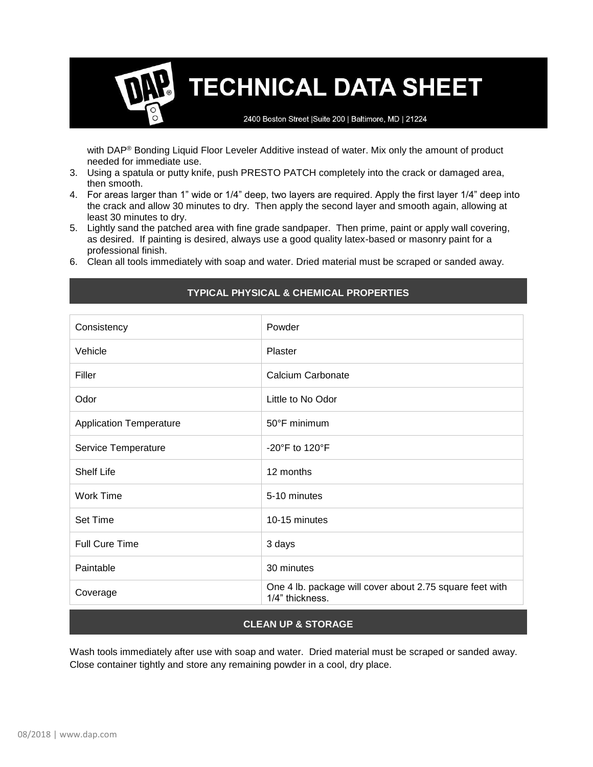with DAP® Bonding Liquid Floor Leveler Additive instead of water. Mix only the amount of product needed for immediate use.

3. Using a spatula or putty knife, push PRESTO PATCH completely into the crack or damaged area, then smooth.
4. For areas larger than 1" wide or 1/4" deep, two layers are required. Apply the first layer 1/4" deep into the crack and allow 30 minutes to dry. Then apply the second layer and smooth again, allowing at least 30 minutes to dry.
5. Lightly sand the patched area with fine grade sandpaper. Then prime, paint or apply wall covering, as desired. If painting is desired, always use a good quality latex-based or masonry paint for a professional finish.
6. Clean all tools immediately with soap and water. Dried material must be scraped or sanded away.

## TYPICAL PHYSICAL & CHEMICAL PROPERTIES

| Property | Value |
|---|---|
| Consistency | Powder |
| Vehicle | Plaster |
| Filler | Calcium Carbonate |
| Odor | Little to No Odor |
| Application Temperature | 50°F minimum |
| Service Temperature | -20°F to 120°F |
| Shelf Life | 12 months |
| Work Time | 5-10 minutes |
| Set Time | 10-15 minutes |
| Full Cure Time | 3 days |
| Paintable | 30 minutes |
| Coverage | One 4 lb. package will cover about 2.75 square feet with 1/4" thickness. |

## CLEAN UP & STORAGE

Wash tools immediately after use with soap and water. Dried material must be scraped or sanded away. Close container tightly and store any remaining powder in a cool, dry place.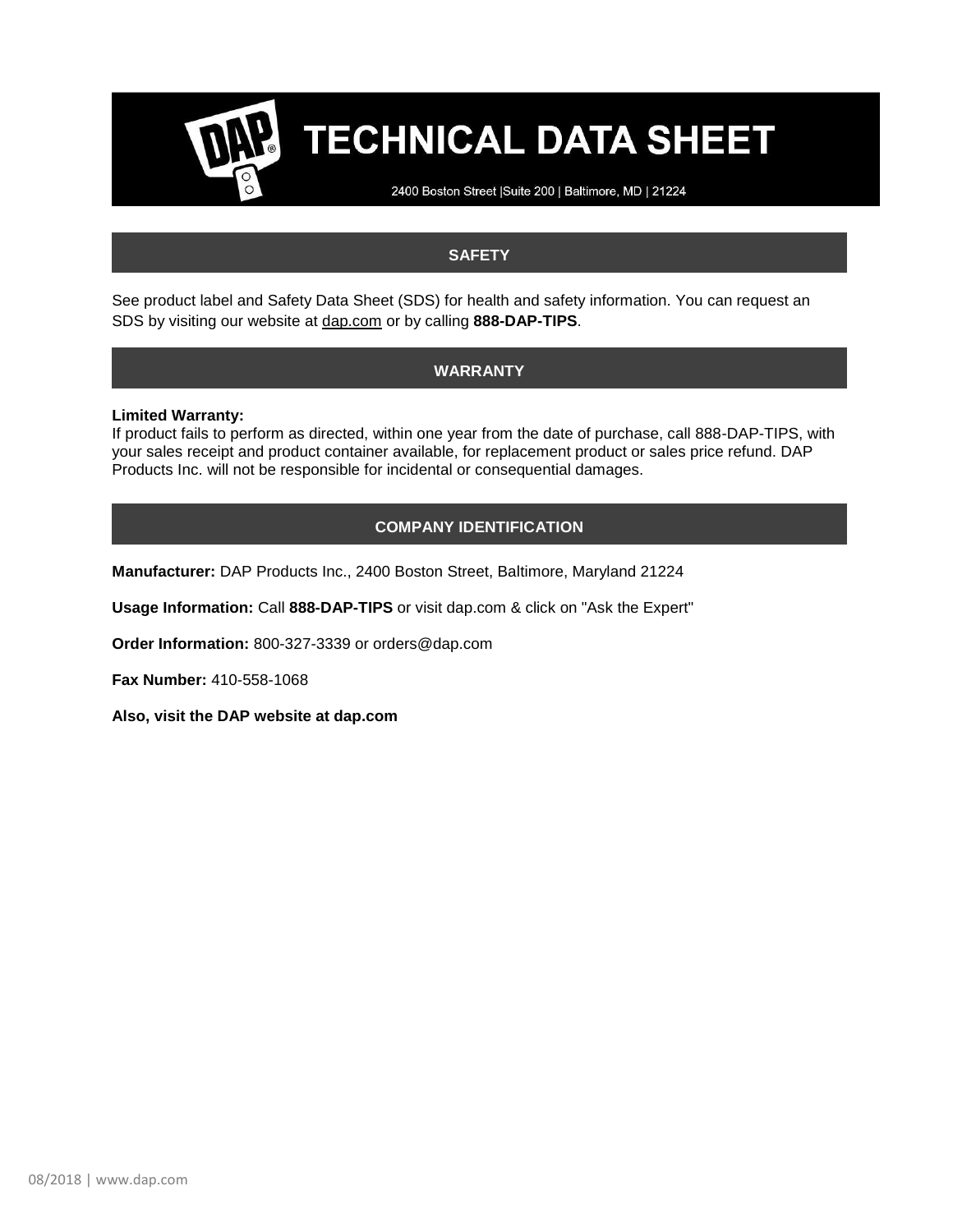# TECHNICAL DATA SHEET

2400 Boston Street |Suite 200 | Baltimore, MD | 21224

## SAFETY

See product label and Safety Data Sheet (SDS) for health and safety information. You can request an SDS by visiting our website at dap.com or by calling **888-DAP-TIPS**.

## WARRANTY

**Limited Warranty:**
If product fails to perform as directed, within one year from the date of purchase, call 888-DAP-TIPS, with your sales receipt and product container available, for replacement product or sales price refund. DAP Products Inc. will not be responsible for incidental or consequential damages.

## COMPANY IDENTIFICATION

**Manufacturer:** DAP Products Inc., 2400 Boston Street, Baltimore, Maryland 21224

**Usage Information:** Call **888-DAP-TIPS** or visit dap.com & click on "Ask the Expert"

**Order Information:** 800-327-3339 or orders@dap.com

**Fax Number:** 410-558-1068

**Also, visit the DAP website at dap.com**